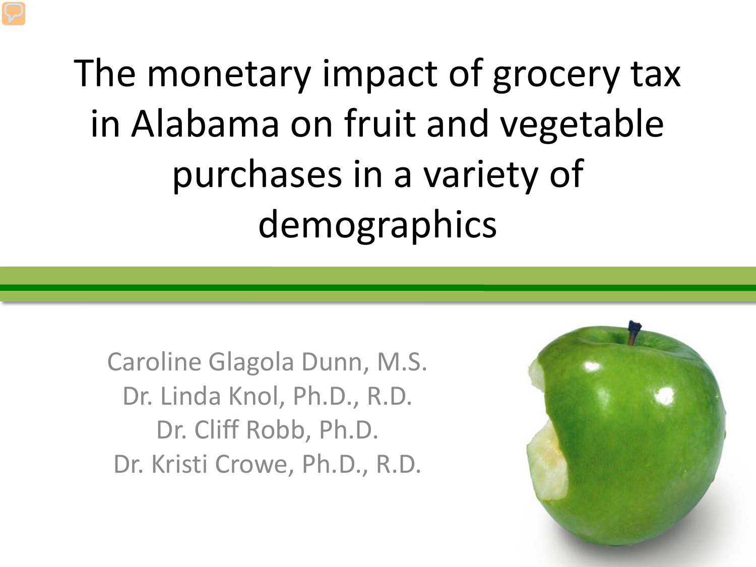# The monetary impact of grocery tax in Alabama on fruit and vegetable purchases in a variety of demographics

Caroline Glagola Dunn, M.S.
Dr. Linda Knol, Ph.D., R.D.
Dr. Cliff Robb, Ph.D.
Dr. Kristi Crowe, Ph.D., R.D.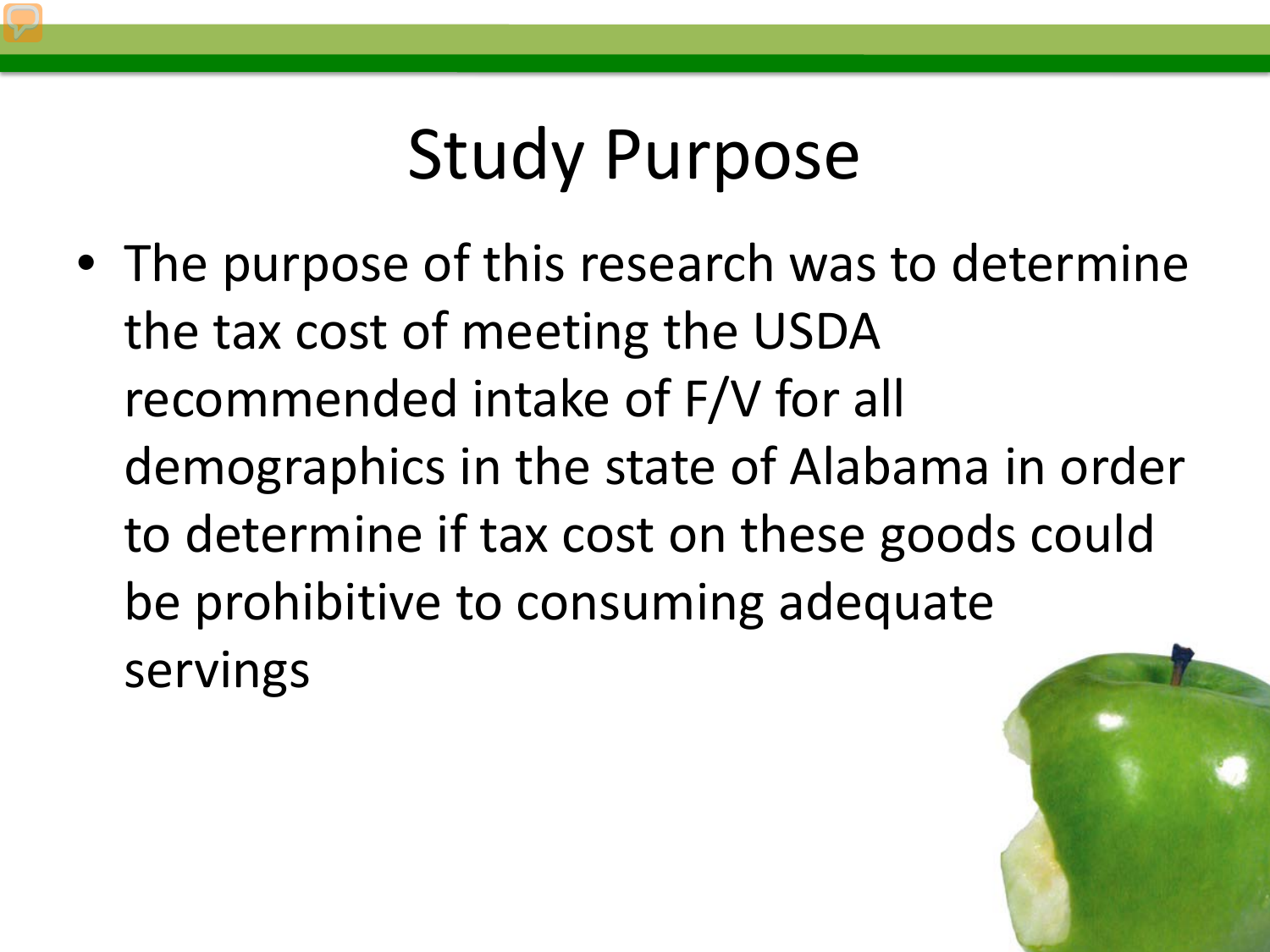# Study Purpose

- The purpose of this research was to determine the tax cost of meeting the USDA recommended intake of F/V for all demographics in the state of Alabama in order to determine if tax cost on these goods could be prohibitive to consuming adequate servings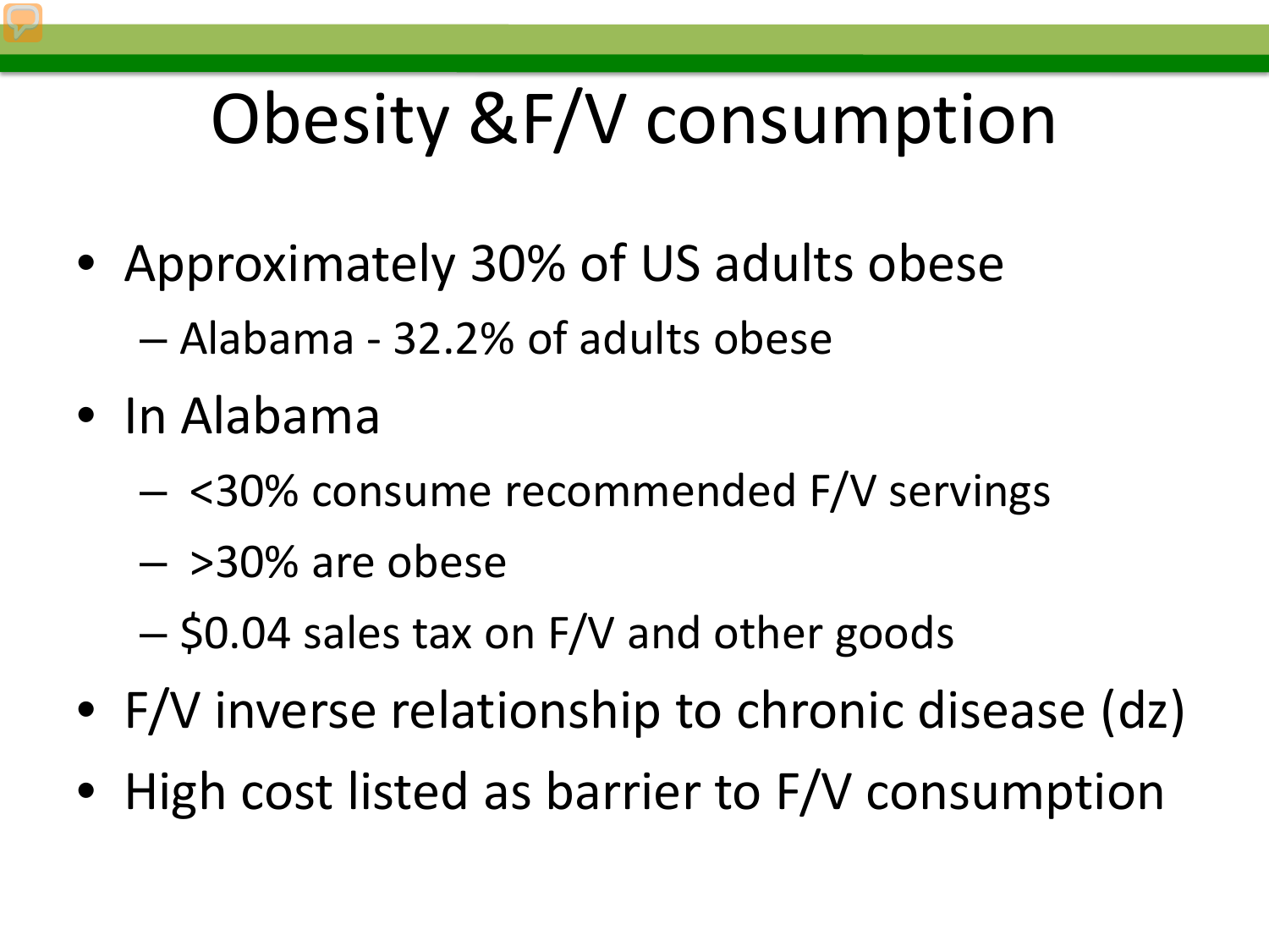# Obesity &F/V consumption

- Approximately 30% of US adults obese
  - Alabama - 32.2% of adults obese
- In Alabama
  - <30% consume recommended F/V servings
  - >30% are obese
  - $0.04 sales tax on F/V and other goods
- F/V inverse relationship to chronic disease (dz)
- High cost listed as barrier to F/V consumption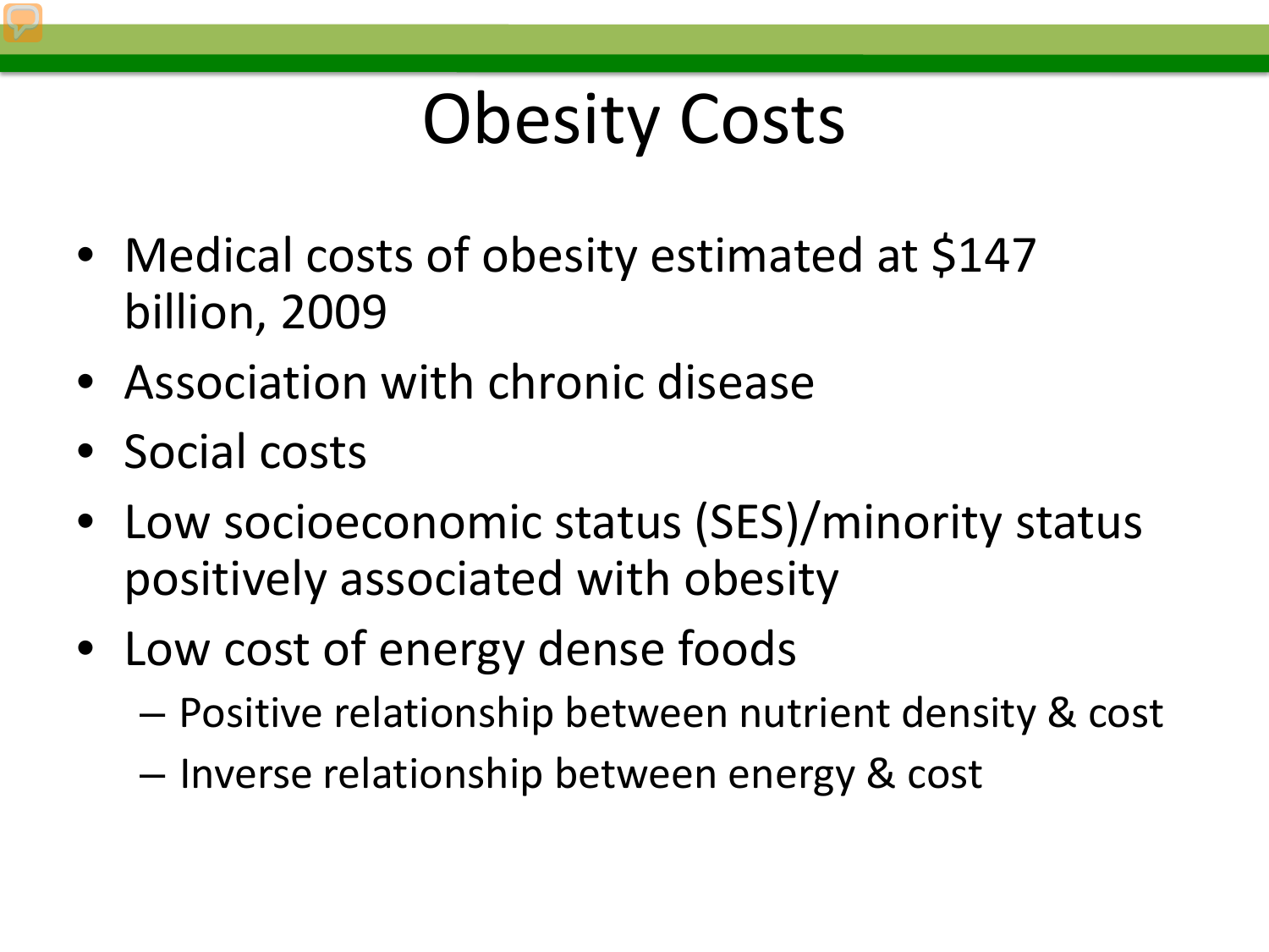# Obesity Costs

- Medical costs of obesity estimated at $147 billion, 2009
- Association with chronic disease
- Social costs
- Low socioeconomic status (SES)/minority status positively associated with obesity
- Low cost of energy dense foods
  - Positive relationship between nutrient density & cost
  - Inverse relationship between energy & cost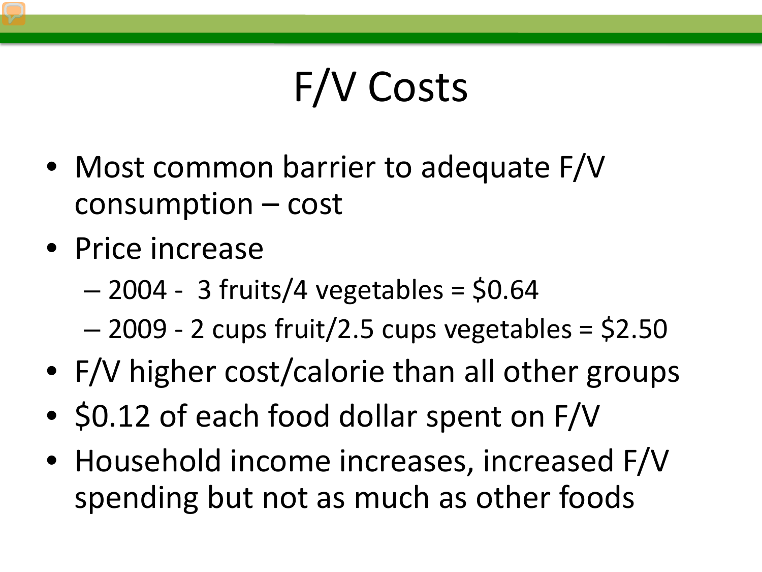# F/V Costs

- Most common barrier to adequate F/V consumption – cost
- Price increase
  - 2004 - 3 fruits/4 vegetables = $0.64
  - 2009 - 2 cups fruit/2.5 cups vegetables = $2.50
- F/V higher cost/calorie than all other groups
- $0.12 of each food dollar spent on F/V
- Household income increases, increased F/V spending but not as much as other foods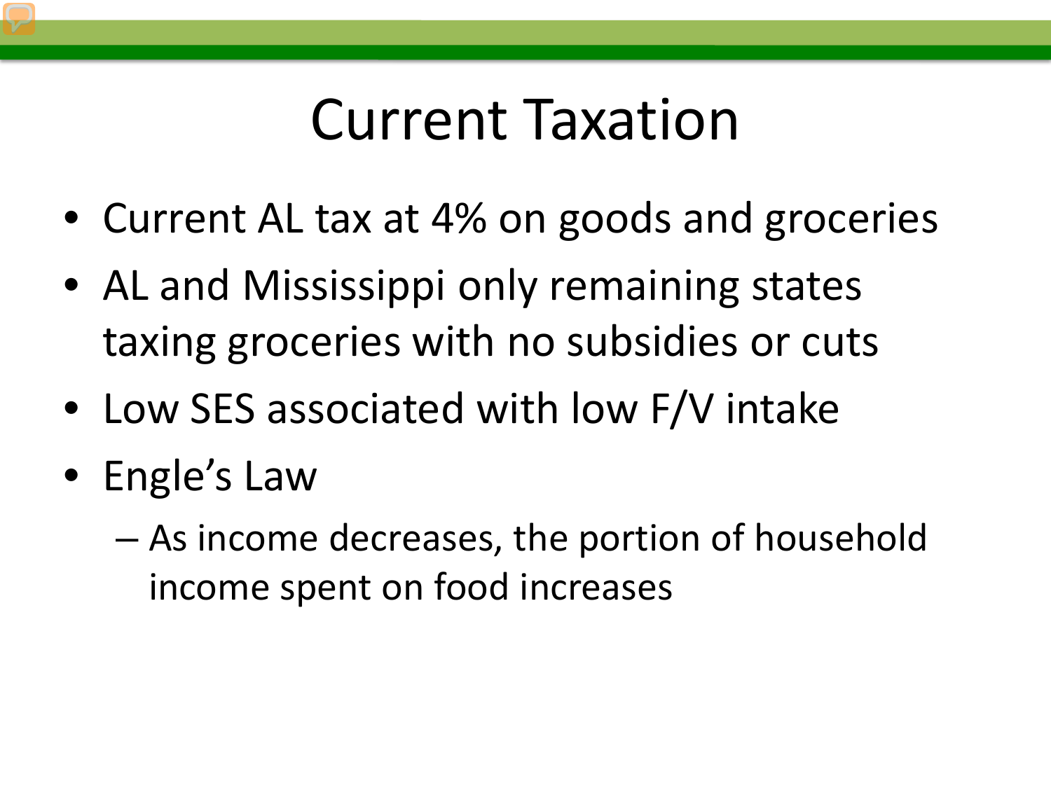# Current Taxation

- Current AL tax at 4% on goods and groceries
- AL and Mississippi only remaining states taxing groceries with no subsidies or cuts
- Low SES associated with low F/V intake
- Engle's Law
  - As income decreases, the portion of household income spent on food increases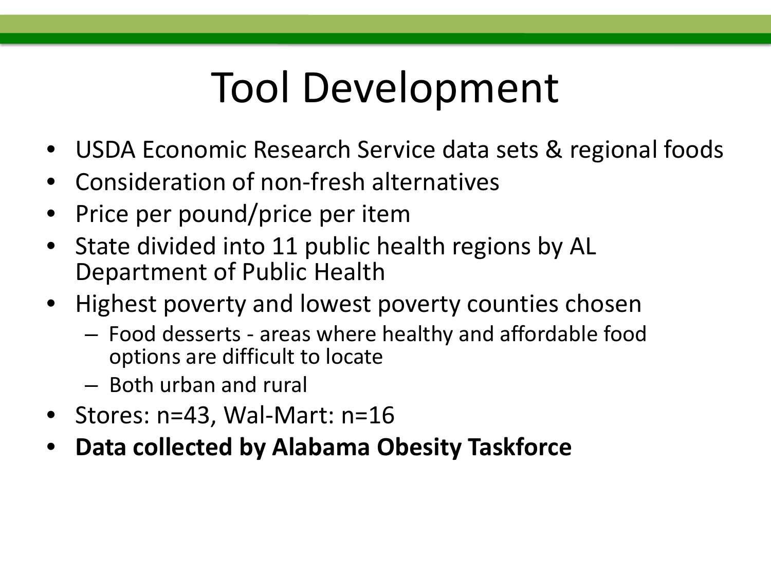# Tool Development

- USDA Economic Research Service data sets & regional foods
- Consideration of non-fresh alternatives
- Price per pound/price per item
- State divided into 11 public health regions by AL Department of Public Health
- Highest poverty and lowest poverty counties chosen
  - Food desserts - areas where healthy and affordable food options are difficult to locate
  - Both urban and rural
- Stores: n=43, Wal-Mart: n=16
- **Data collected by Alabama Obesity Taskforce**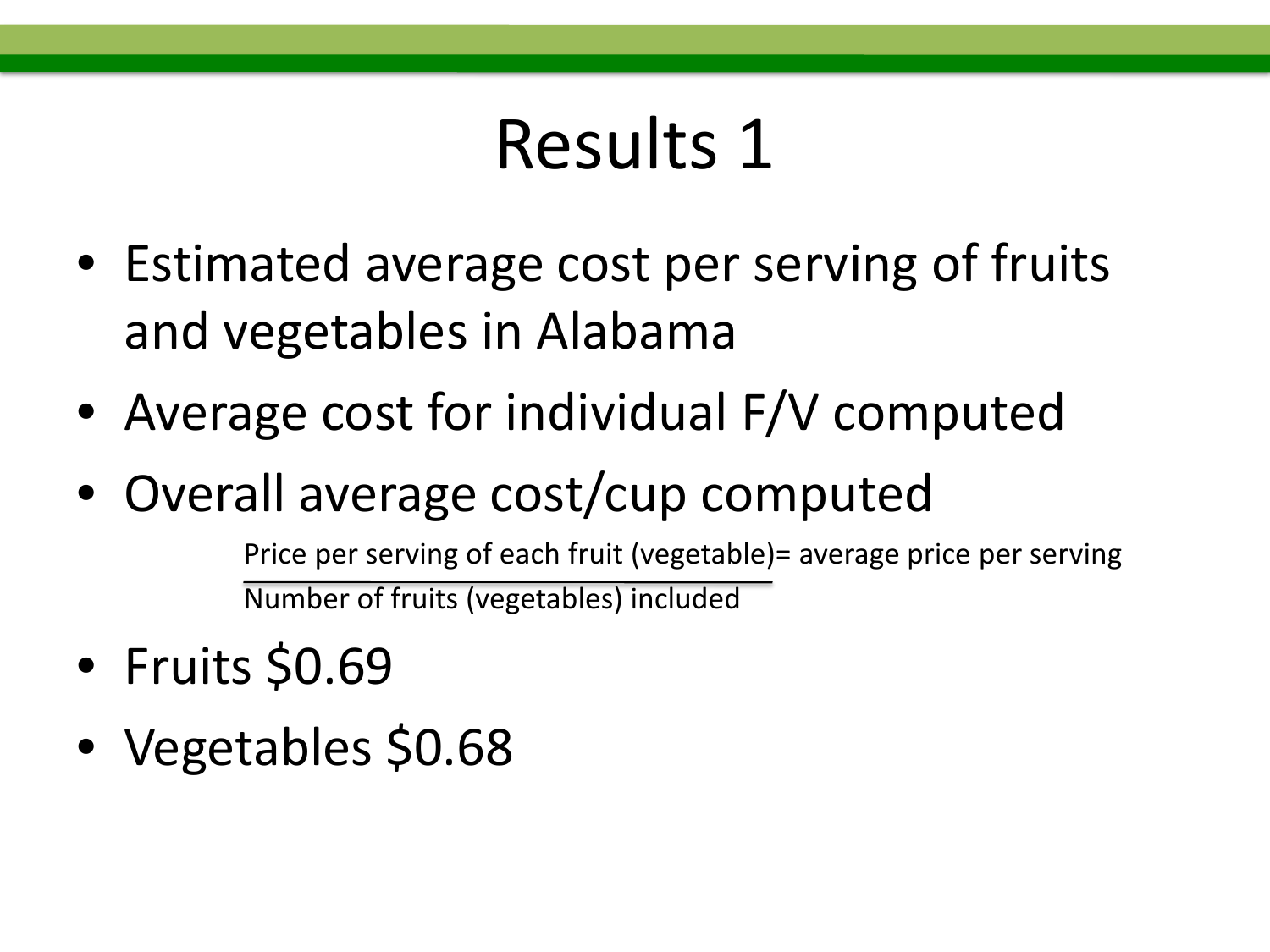# Results 1

- Estimated average cost per serving of fruits and vegetables in Alabama
- Average cost for individual F/V computed
- Overall average cost/cup computed

$$\frac{\text{Price per serving of each fruit (vegetable)}}{\text{Number of fruits (vegetables) included}} = \text{average price per serving}$$

- Fruits $0.69
- Vegetables $0.68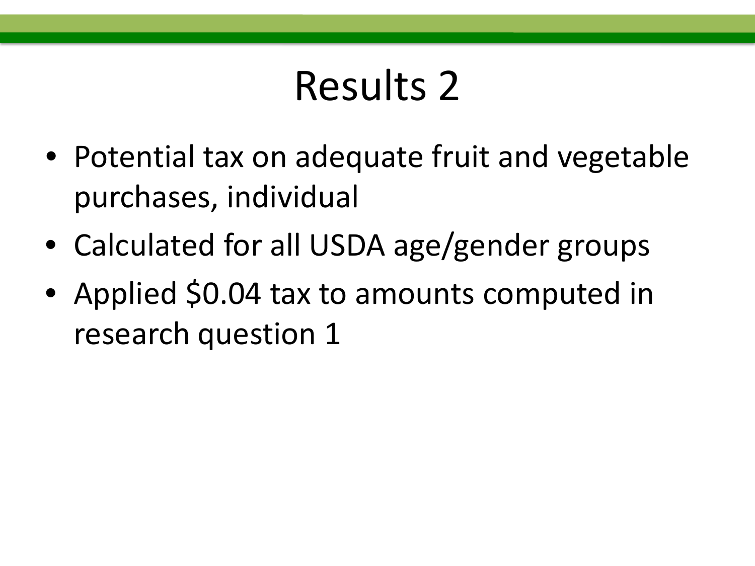# Results 2

- Potential tax on adequate fruit and vegetable purchases, individual
- Calculated for all USDA age/gender groups
- Applied $0.04 tax to amounts computed in research question 1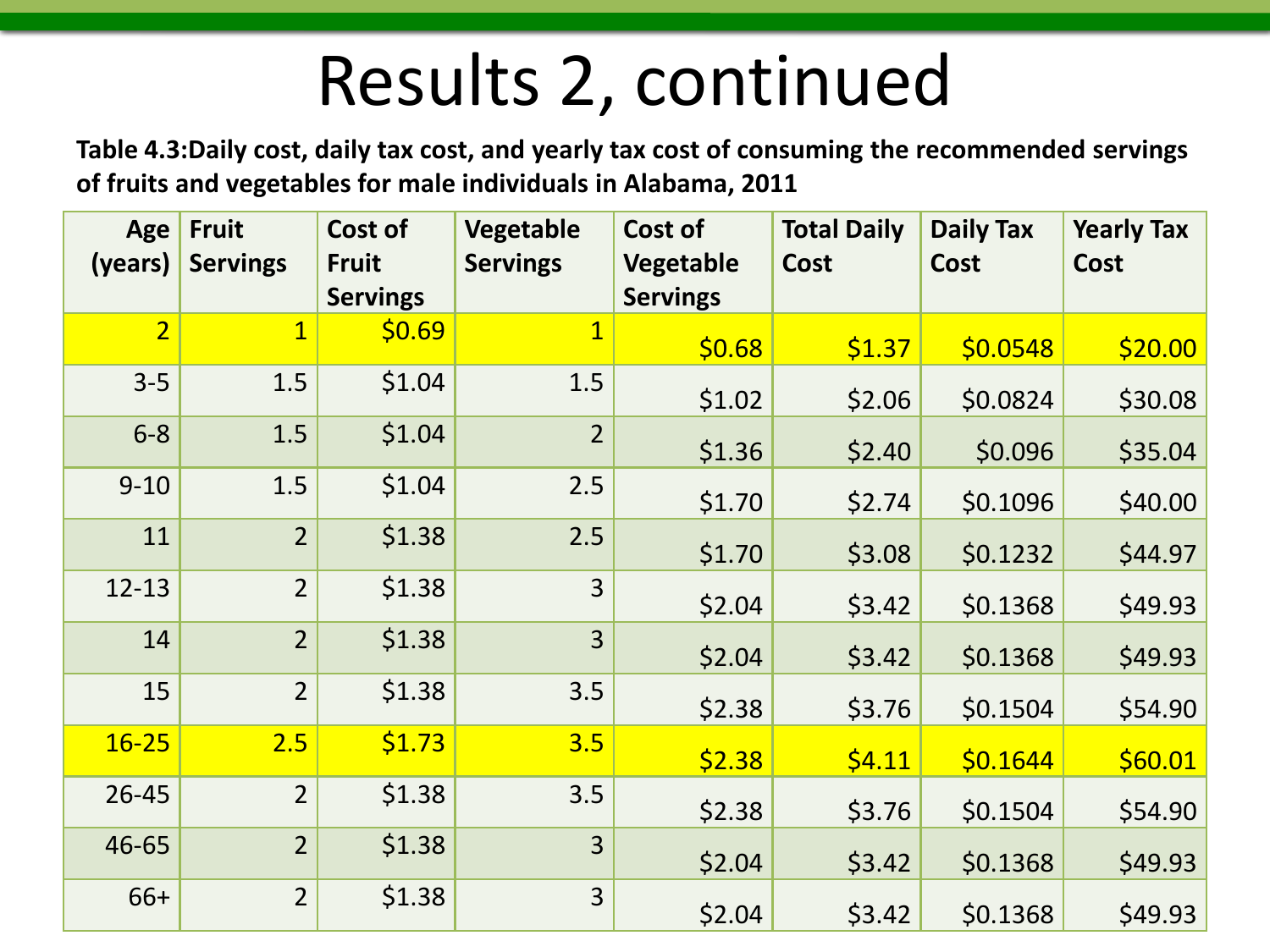# Results 2, continued

**Table 4.3:Daily cost, daily tax cost, and yearly tax cost of consuming the recommended servings of fruits and vegetables for male individuals in Alabama, 2011**

| Age (years) | Fruit Servings | Cost of Fruit Servings | Vegetable Servings | Cost of Vegetable Servings | Total Daily Cost | Daily Tax Cost | Yearly Tax Cost |
|---|---|---|---|---|---|---|---|
| 2 | 1 | $0.69 | 1 | $0.68 | $1.37 | $0.0548 | $20.00 |
| 3-5 | 1.5 | $1.04 | 1.5 | $1.02 | $2.06 | $0.0824 | $30.08 |
| 6-8 | 1.5 | $1.04 | 2 | $1.36 | $2.40 | $0.096 | $35.04 |
| 9-10 | 1.5 | $1.04 | 2.5 | $1.70 | $2.74 | $0.1096 | $40.00 |
| 11 | 2 | $1.38 | 2.5 | $1.70 | $3.08 | $0.1232 | $44.97 |
| 12-13 | 2 | $1.38 | 3 | $2.04 | $3.42 | $0.1368 | $49.93 |
| 14 | 2 | $1.38 | 3 | $2.04 | $3.42 | $0.1368 | $49.93 |
| 15 | 2 | $1.38 | 3.5 | $2.38 | $3.76 | $0.1504 | $54.90 |
| 16-25 | 2.5 | $1.73 | 3.5 | $2.38 | $4.11 | $0.1644 | $60.01 |
| 26-45 | 2 | $1.38 | 3.5 | $2.38 | $3.76 | $0.1504 | $54.90 |
| 46-65 | 2 | $1.38 | 3 | $2.04 | $3.42 | $0.1368 | $49.93 |
| 66+ | 2 | $1.38 | 3 | $2.04 | $3.42 | $0.1368 | $49.93 |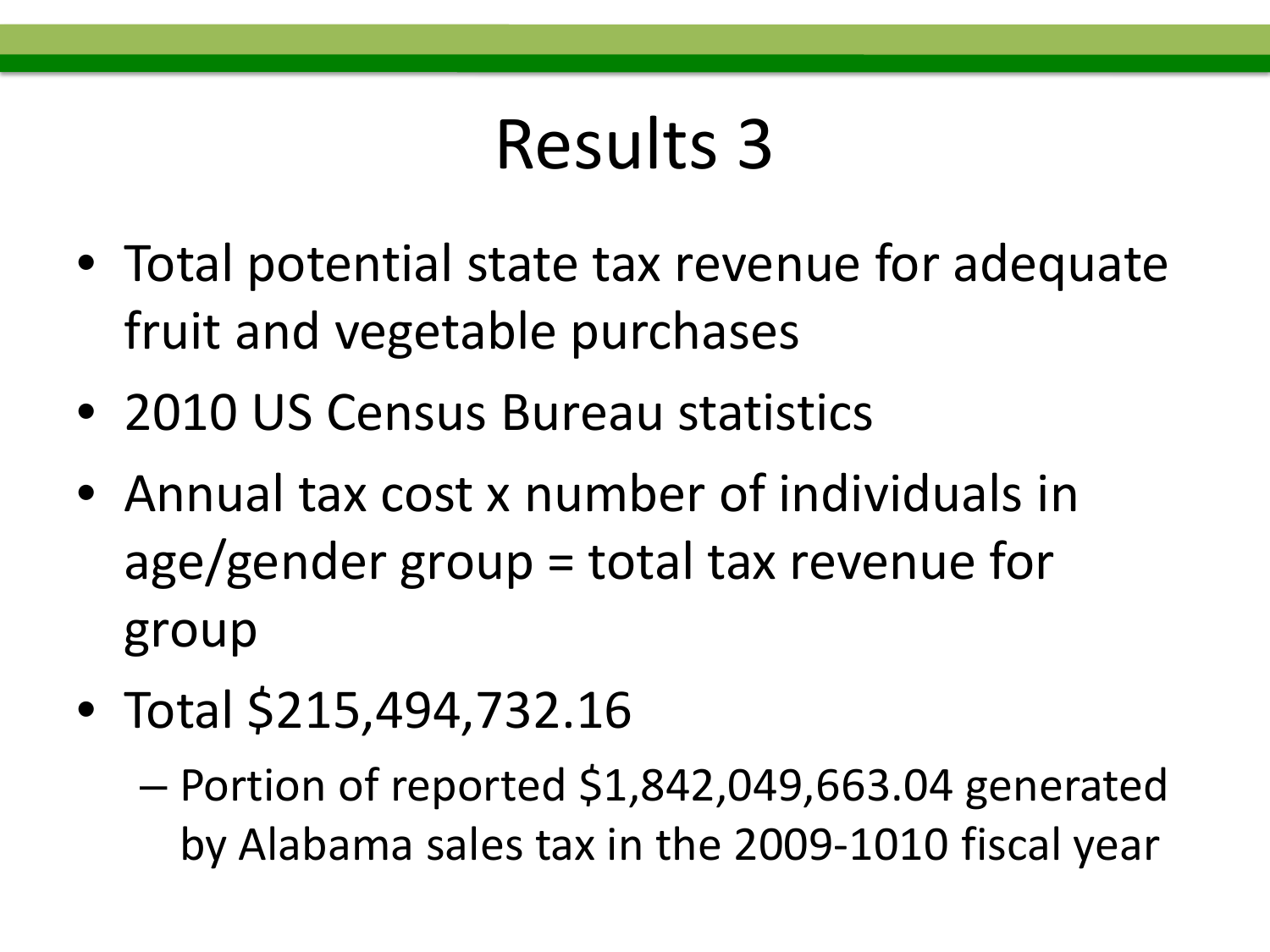# Results 3

- Total potential state tax revenue for adequate fruit and vegetable purchases
- 2010 US Census Bureau statistics
- Annual tax cost x number of individuals in age/gender group = total tax revenue for group
- Total $215,494,732.16
  - Portion of reported $1,842,049,663.04 generated by Alabama sales tax in the 2009-1010 fiscal year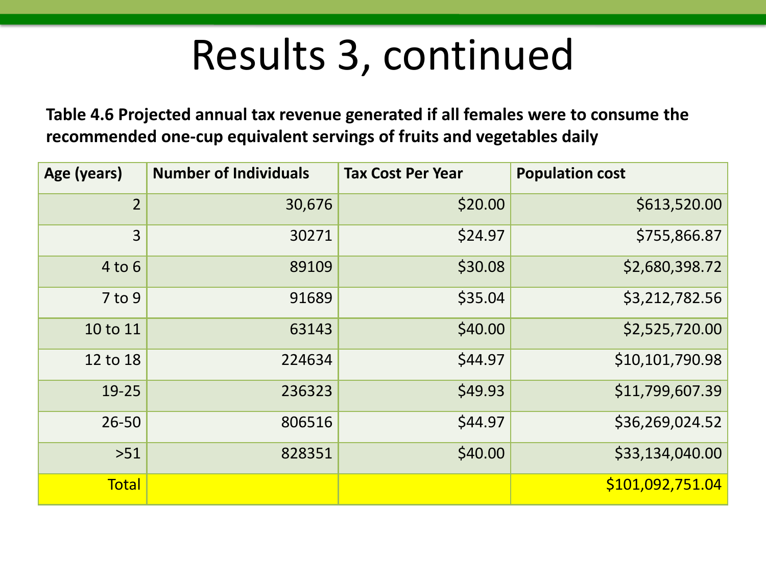# Results 3, continued

**Table 4.6 Projected annual tax revenue generated if all females were to consume the recommended one-cup equivalent servings of fruits and vegetables daily**

| Age (years) | Number of Individuals | Tax Cost Per Year | Population cost |
|---|---|---|---|
| 2 | 30,676 | $20.00 | $613,520.00 |
| 3 | 30271 | $24.97 | $755,866.87 |
| 4 to 6 | 89109 | $30.08 | $2,680,398.72 |
| 7 to 9 | 91689 | $35.04 | $3,212,782.56 |
| 10 to 11 | 63143 | $40.00 | $2,525,720.00 |
| 12 to 18 | 224634 | $44.97 | $10,101,790.98 |
| 19-25 | 236323 | $49.93 | $11,799,607.39 |
| 26-50 | 806516 | $44.97 | $36,269,024.52 |
| >51 | 828351 | $40.00 | $33,134,040.00 |
| Total | | | $101,092,751.04 |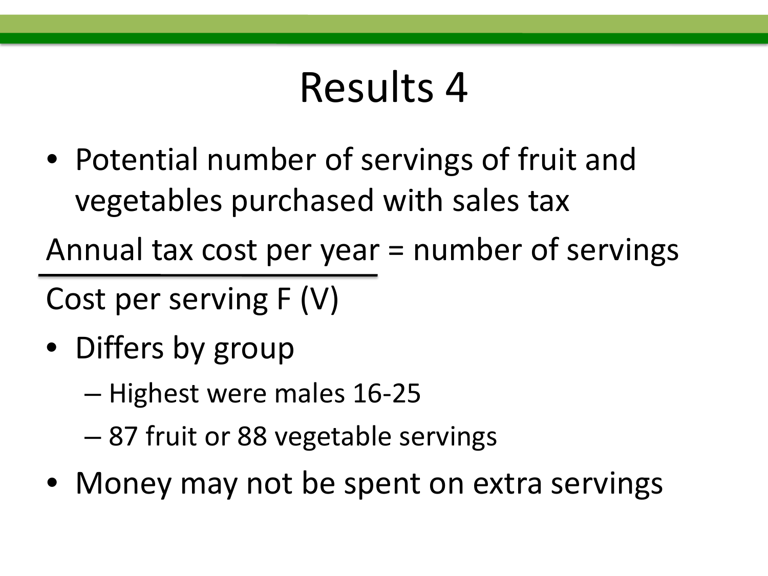# Results 4

- Potential number of servings of fruit and vegetables purchased with sales tax

$$\frac{\text{Annual tax cost per year}}{\text{Cost per serving F (V)}} = \text{number of servings}$$

- Differs by group
  - Highest were males 16-25
  - 87 fruit or 88 vegetable servings
- Money may not be spent on extra servings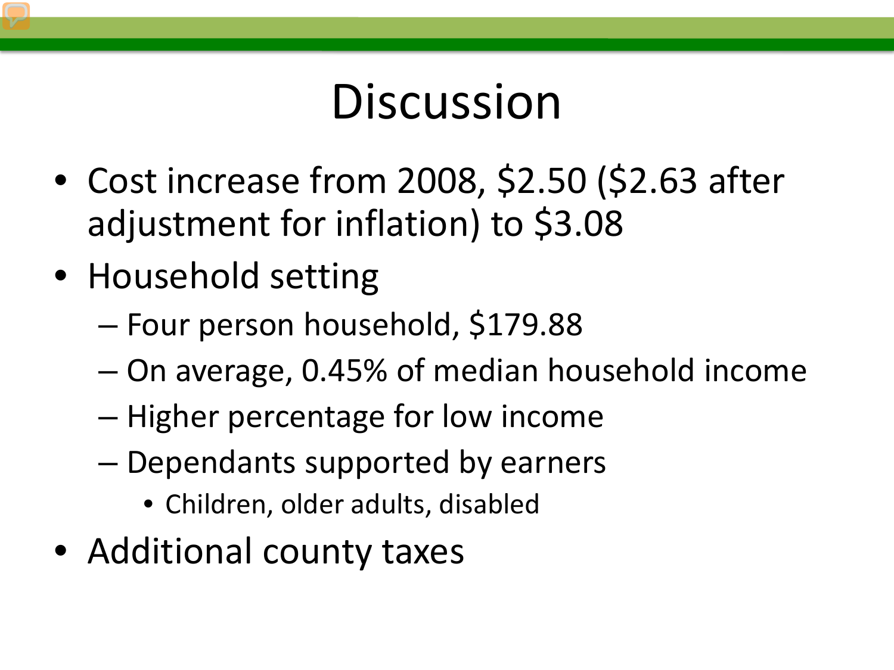# Discussion

- Cost increase from 2008, $2.50 ($2.63 after adjustment for inflation) to $3.08
- Household setting
  - Four person household, $179.88
  - On average, 0.45% of median household income
  - Higher percentage for low income
  - Dependants supported by earners
    - Children, older adults, disabled
- Additional county taxes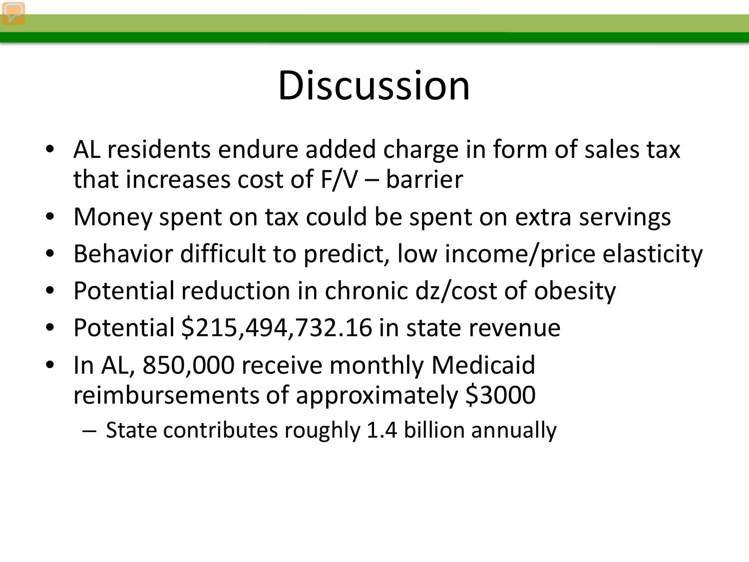# Discussion

- AL residents endure added charge in form of sales tax that increases cost of F/V – barrier
- Money spent on tax could be spent on extra servings
- Behavior difficult to predict, low income/price elasticity
- Potential reduction in chronic dz/cost of obesity
- Potential $215,494,732.16 in state revenue
- In AL, 850,000 receive monthly Medicaid reimbursements of approximately $3000
  - State contributes roughly 1.4 billion annually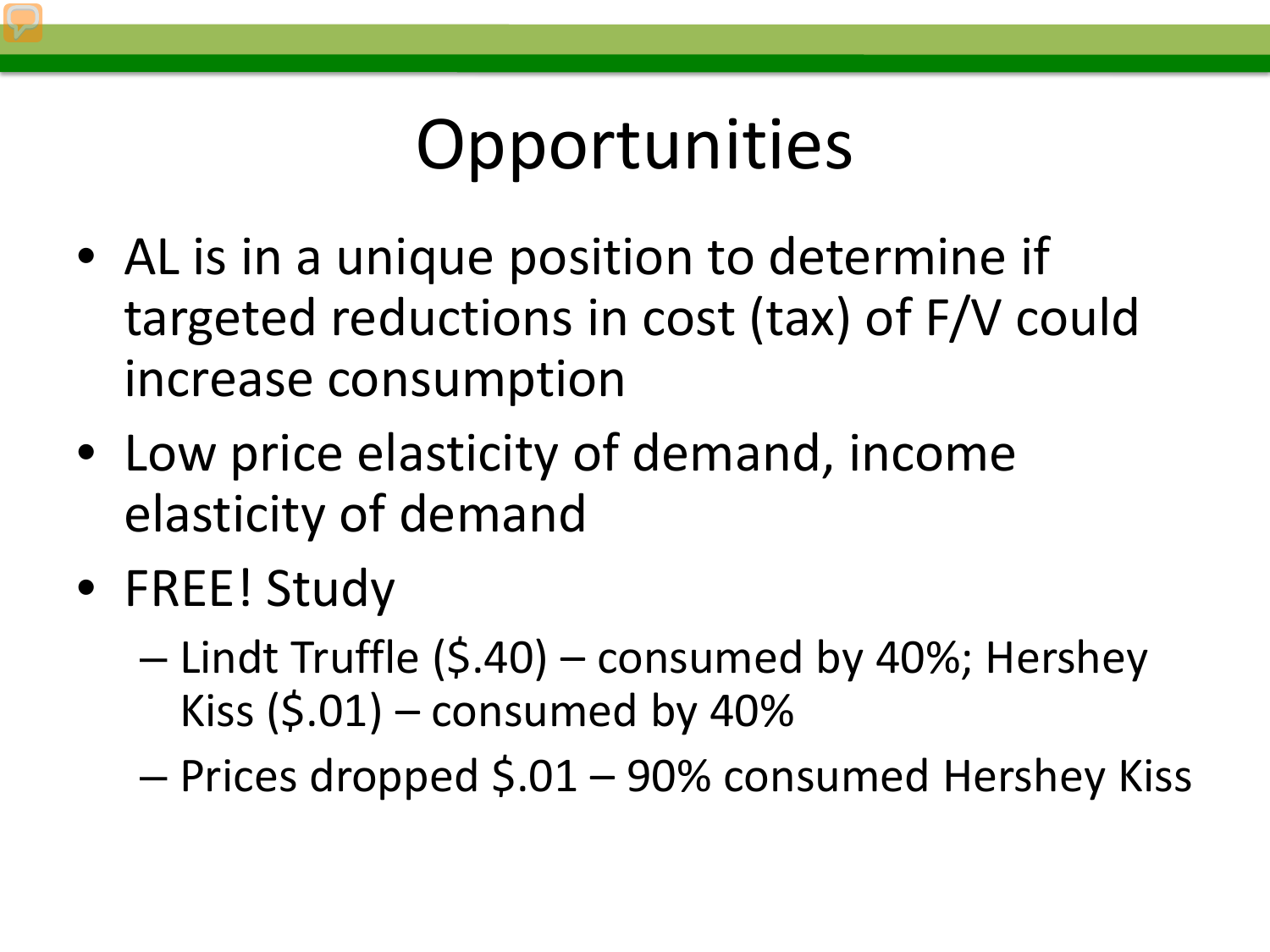# Opportunities

- AL is in a unique position to determine if targeted reductions in cost (tax) of F/V could increase consumption
- Low price elasticity of demand, income elasticity of demand
- FREE! Study
  - Lindt Truffle ($.40) – consumed by 40%; Hershey Kiss ($.01) – consumed by 40%
  - Prices dropped $.01 – 90% consumed Hershey Kiss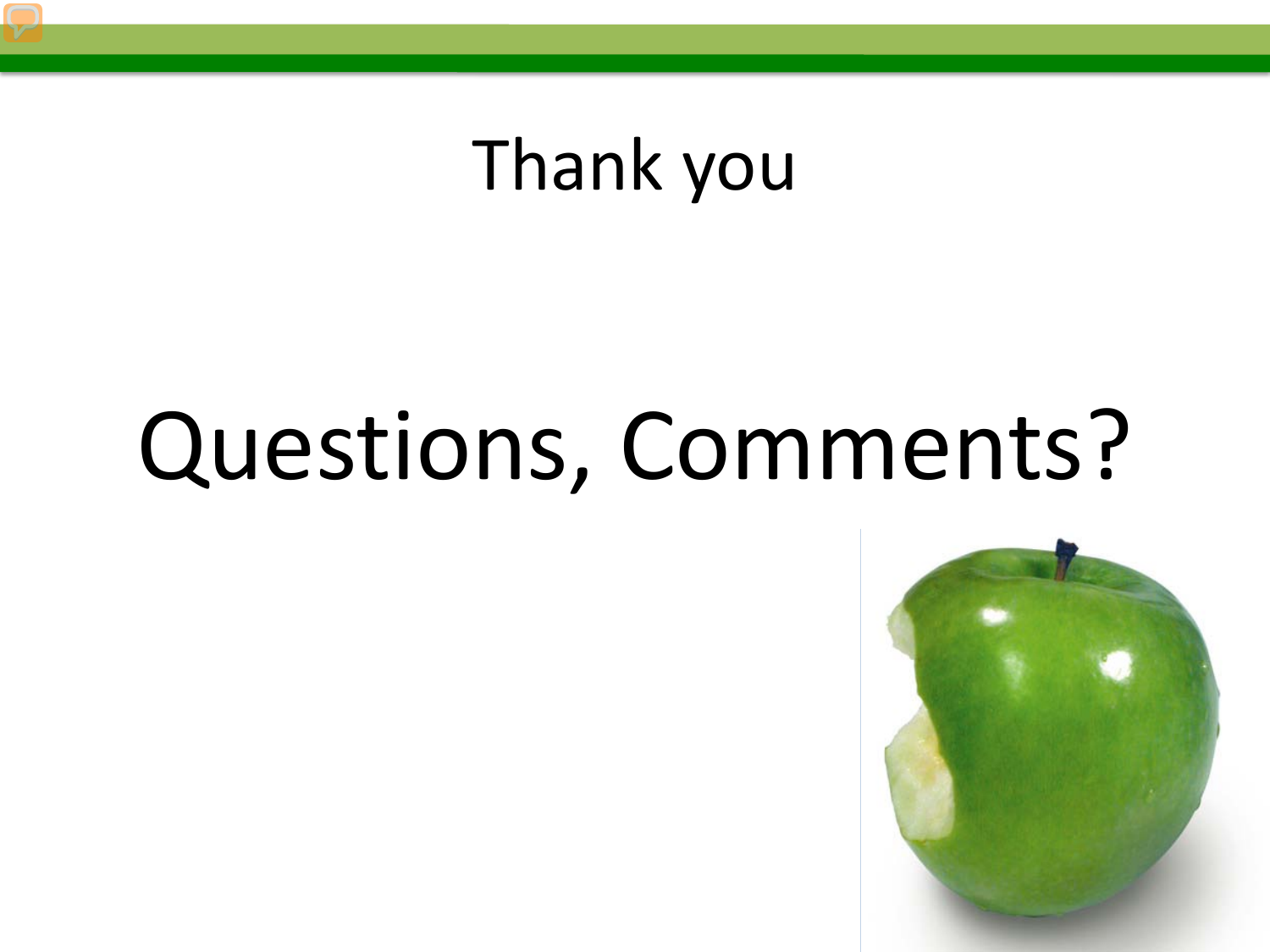Thank you

# Questions, Comments?